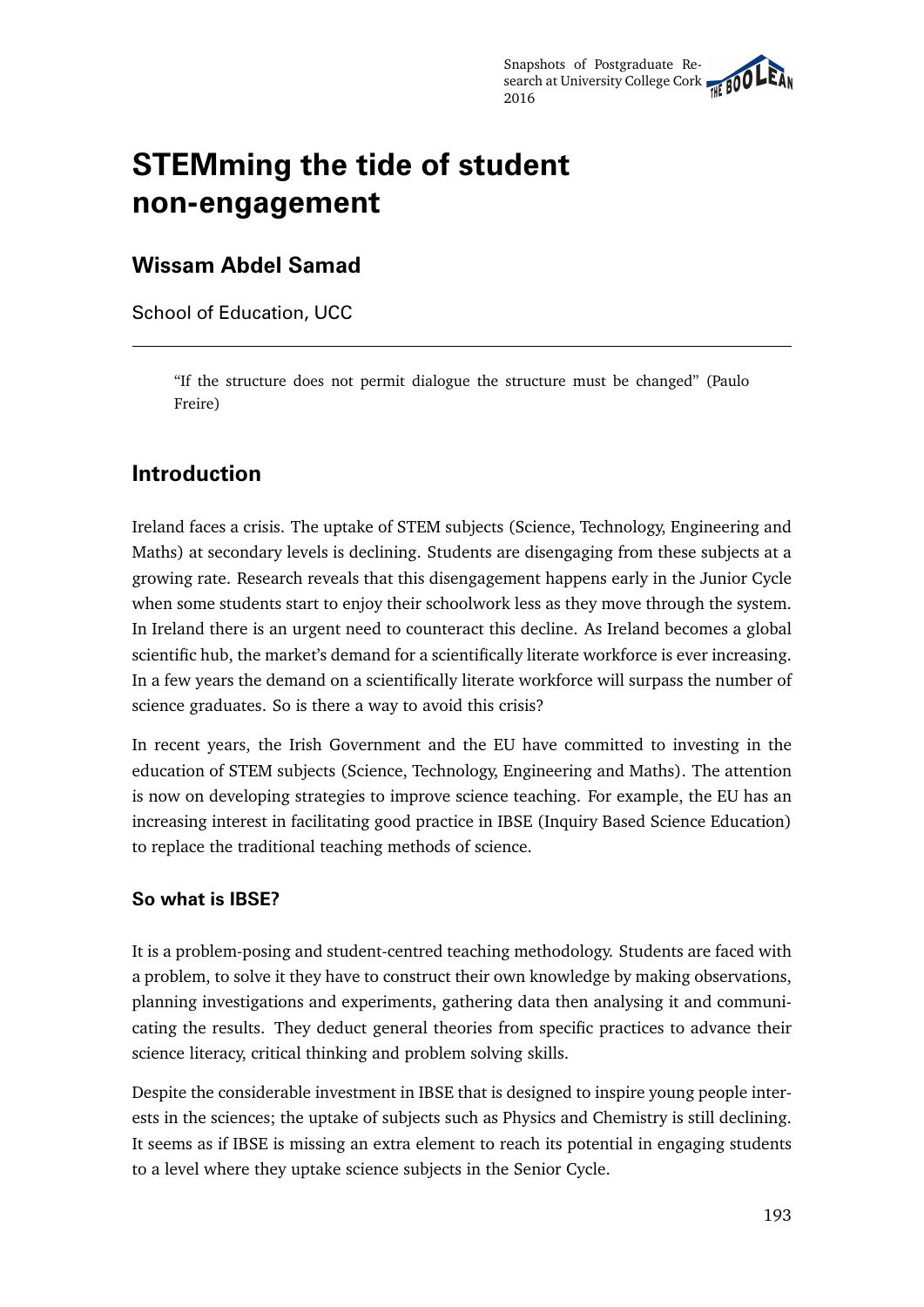# STEMming the tide of student non-engagement

## Wissam Abdel Samad

School of Education, UCC

---

> "If the structure does not permit dialogue the structure must be changed" (Paulo Freire)

## Introduction

Ireland faces a crisis. The uptake of STEM subjects (Science, Technology, Engineering and Maths) at secondary levels is declining. Students are disengaging from these subjects at a growing rate. Research reveals that this disengagement happens early in the Junior Cycle when some students start to enjoy their schoolwork less as they move through the system. In Ireland there is an urgent need to counteract this decline. As Ireland becomes a global scientific hub, the market's demand for a scientifically literate workforce is ever increasing. In a few years the demand on a scientifically literate workforce will surpass the number of science graduates. So is there a way to avoid this crisis?

In recent years, the Irish Government and the EU have committed to investing in the education of STEM subjects (Science, Technology, Engineering and Maths). The attention is now on developing strategies to improve science teaching. For example, the EU has an increasing interest in facilitating good practice in IBSE (Inquiry Based Science Education) to replace the traditional teaching methods of science.

### So what is IBSE?

It is a problem-posing and student-centred teaching methodology. Students are faced with a problem, to solve it they have to construct their own knowledge by making observations, planning investigations and experiments, gathering data then analysing it and communicating the results. They deduct general theories from specific practices to advance their science literacy, critical thinking and problem solving skills.

Despite the considerable investment in IBSE that is designed to inspire young people interests in the sciences; the uptake of subjects such as Physics and Chemistry is still declining. It seems as if IBSE is missing an extra element to reach its potential in engaging students to a level where they uptake science subjects in the Senior Cycle.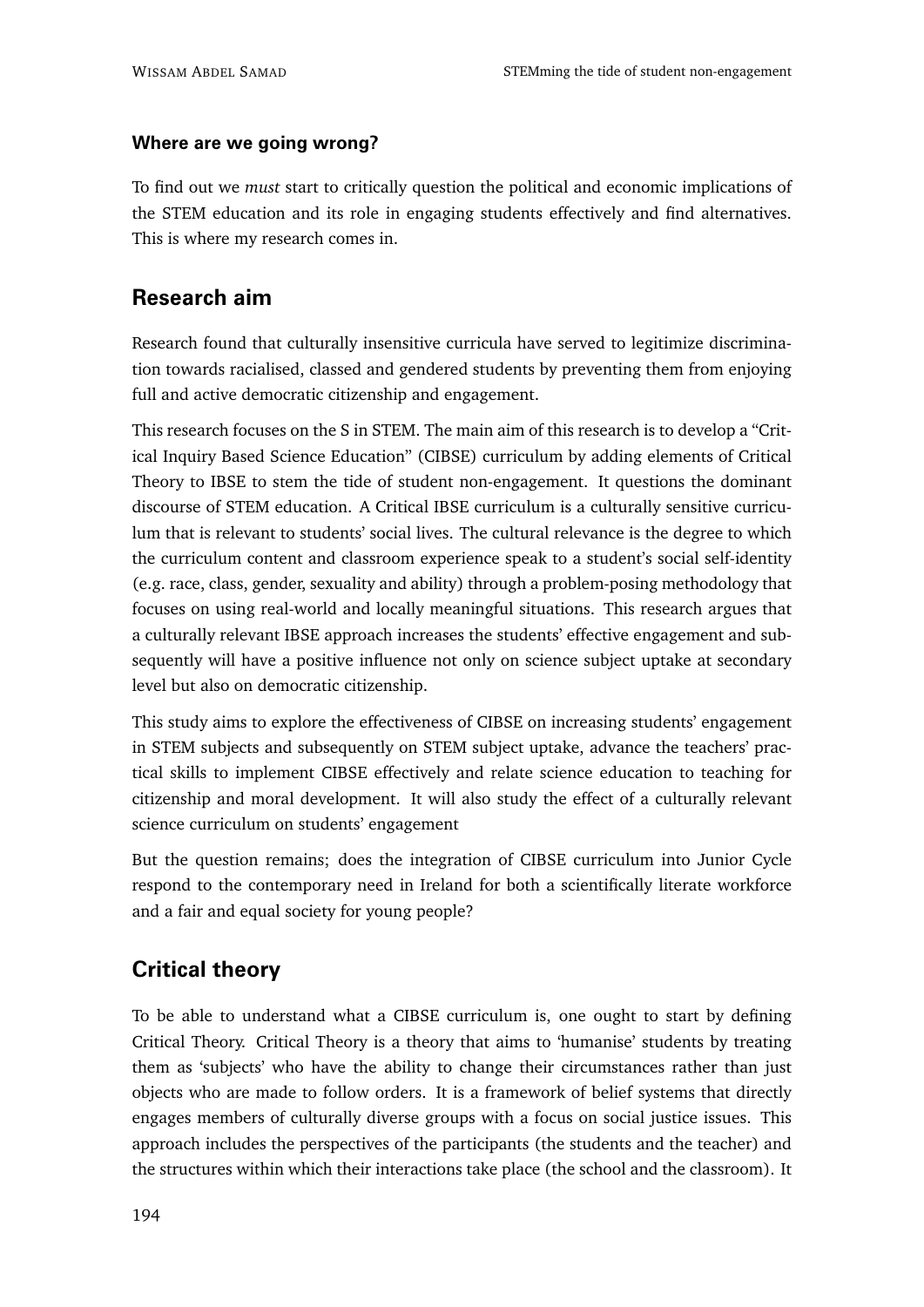### Where are we going wrong?

To find out we *must* start to critically question the political and economic implications of the STEM education and its role in engaging students effectively and find alternatives. This is where my research comes in.

## Research aim

Research found that culturally insensitive curricula have served to legitimize discrimination towards racialised, classed and gendered students by preventing them from enjoying full and active democratic citizenship and engagement.

This research focuses on the S in STEM. The main aim of this research is to develop a "Critical Inquiry Based Science Education" (CIBSE) curriculum by adding elements of Critical Theory to IBSE to stem the tide of student non-engagement. It questions the dominant discourse of STEM education. A Critical IBSE curriculum is a culturally sensitive curriculum that is relevant to students' social lives. The cultural relevance is the degree to which the curriculum content and classroom experience speak to a student's social self-identity (e.g. race, class, gender, sexuality and ability) through a problem-posing methodology that focuses on using real-world and locally meaningful situations. This research argues that a culturally relevant IBSE approach increases the students' effective engagement and subsequently will have a positive influence not only on science subject uptake at secondary level but also on democratic citizenship.

This study aims to explore the effectiveness of CIBSE on increasing students' engagement in STEM subjects and subsequently on STEM subject uptake, advance the teachers' practical skills to implement CIBSE effectively and relate science education to teaching for citizenship and moral development. It will also study the effect of a culturally relevant science curriculum on students' engagement

But the question remains; does the integration of CIBSE curriculum into Junior Cycle respond to the contemporary need in Ireland for both a scientifically literate workforce and a fair and equal society for young people?

## Critical theory

To be able to understand what a CIBSE curriculum is, one ought to start by defining Critical Theory. Critical Theory is a theory that aims to 'humanise' students by treating them as 'subjects' who have the ability to change their circumstances rather than just objects who are made to follow orders. It is a framework of belief systems that directly engages members of culturally diverse groups with a focus on social justice issues. This approach includes the perspectives of the participants (the students and the teacher) and the structures within which their interactions take place (the school and the classroom). It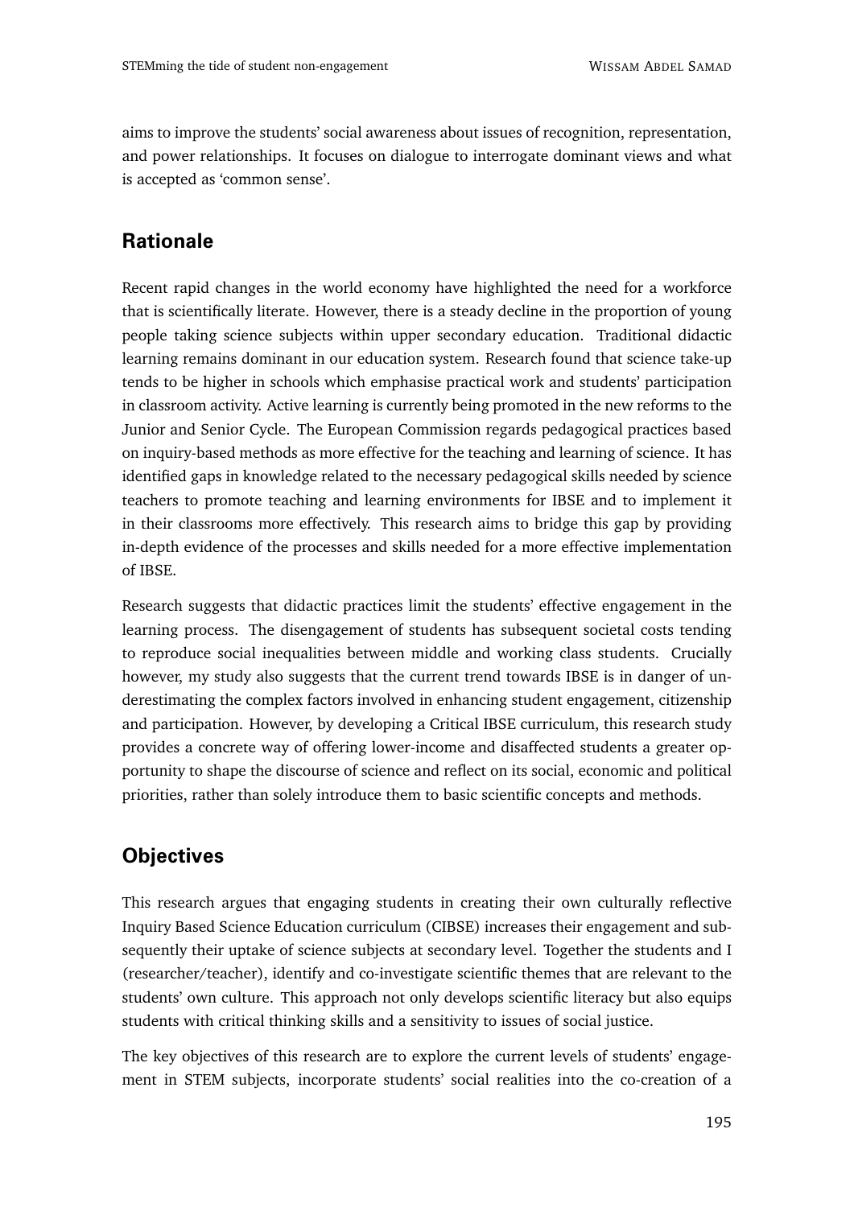aims to improve the students' social awareness about issues of recognition, representation, and power relationships. It focuses on dialogue to interrogate dominant views and what is accepted as 'common sense'.

## Rationale

Recent rapid changes in the world economy have highlighted the need for a workforce that is scientifically literate. However, there is a steady decline in the proportion of young people taking science subjects within upper secondary education. Traditional didactic learning remains dominant in our education system. Research found that science take-up tends to be higher in schools which emphasise practical work and students' participation in classroom activity. Active learning is currently being promoted in the new reforms to the Junior and Senior Cycle. The European Commission regards pedagogical practices based on inquiry-based methods as more effective for the teaching and learning of science. It has identified gaps in knowledge related to the necessary pedagogical skills needed by science teachers to promote teaching and learning environments for IBSE and to implement it in their classrooms more effectively. This research aims to bridge this gap by providing in-depth evidence of the processes and skills needed for a more effective implementation of IBSE.

Research suggests that didactic practices limit the students' effective engagement in the learning process. The disengagement of students has subsequent societal costs tending to reproduce social inequalities between middle and working class students. Crucially however, my study also suggests that the current trend towards IBSE is in danger of underestimating the complex factors involved in enhancing student engagement, citizenship and participation. However, by developing a Critical IBSE curriculum, this research study provides a concrete way of offering lower-income and disaffected students a greater opportunity to shape the discourse of science and reflect on its social, economic and political priorities, rather than solely introduce them to basic scientific concepts and methods.

## Objectives

This research argues that engaging students in creating their own culturally reflective Inquiry Based Science Education curriculum (CIBSE) increases their engagement and subsequently their uptake of science subjects at secondary level. Together the students and I (researcher/teacher), identify and co-investigate scientific themes that are relevant to the students' own culture. This approach not only develops scientific literacy but also equips students with critical thinking skills and a sensitivity to issues of social justice.

The key objectives of this research are to explore the current levels of students' engagement in STEM subjects, incorporate students' social realities into the co-creation of a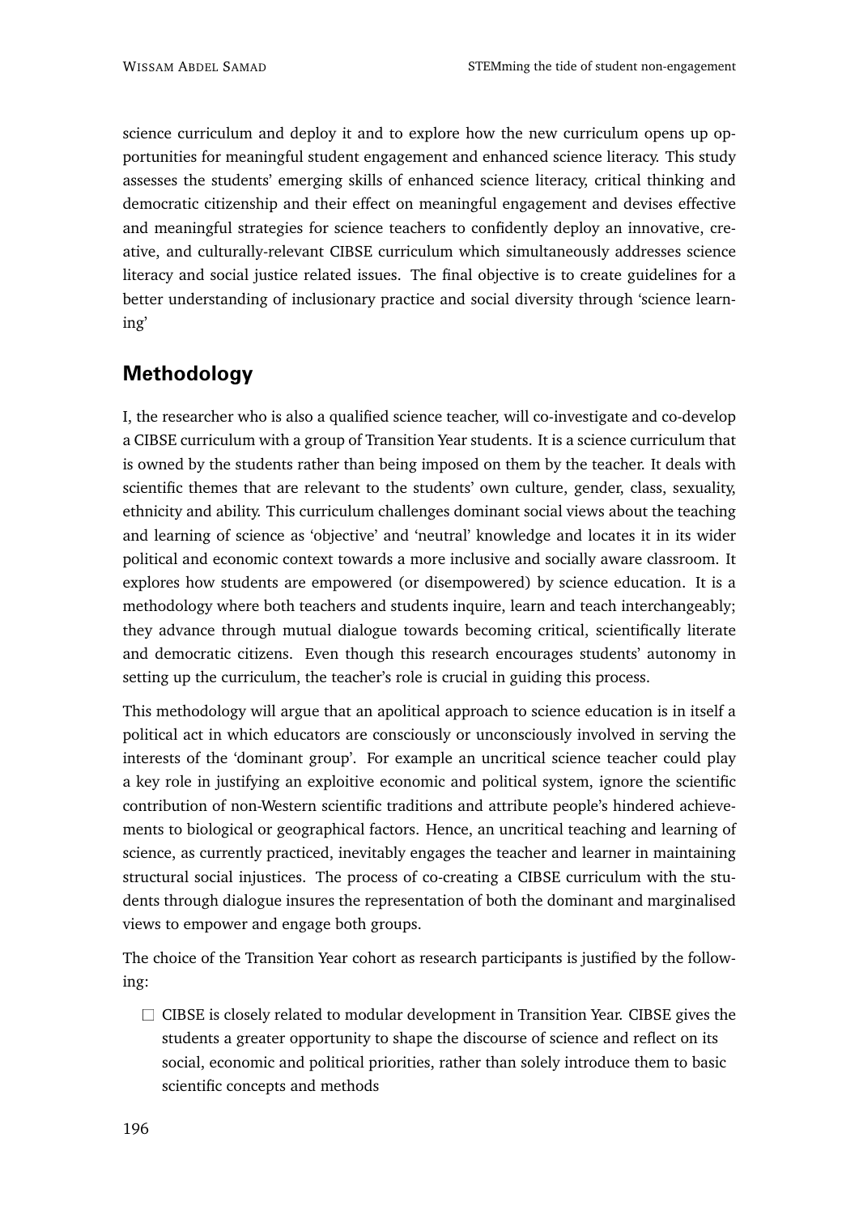science curriculum and deploy it and to explore how the new curriculum opens up opportunities for meaningful student engagement and enhanced science literacy. This study assesses the students' emerging skills of enhanced science literacy, critical thinking and democratic citizenship and their effect on meaningful engagement and devises effective and meaningful strategies for science teachers to confidently deploy an innovative, creative, and culturally-relevant CIBSE curriculum which simultaneously addresses science literacy and social justice related issues. The final objective is to create guidelines for a better understanding of inclusionary practice and social diversity through 'science learning'

## Methodology

I, the researcher who is also a qualified science teacher, will co-investigate and co-develop a CIBSE curriculum with a group of Transition Year students. It is a science curriculum that is owned by the students rather than being imposed on them by the teacher. It deals with scientific themes that are relevant to the students' own culture, gender, class, sexuality, ethnicity and ability. This curriculum challenges dominant social views about the teaching and learning of science as 'objective' and 'neutral' knowledge and locates it in its wider political and economic context towards a more inclusive and socially aware classroom. It explores how students are empowered (or disempowered) by science education. It is a methodology where both teachers and students inquire, learn and teach interchangeably; they advance through mutual dialogue towards becoming critical, scientifically literate and democratic citizens. Even though this research encourages students' autonomy in setting up the curriculum, the teacher's role is crucial in guiding this process.

This methodology will argue that an apolitical approach to science education is in itself a political act in which educators are consciously or unconsciously involved in serving the interests of the 'dominant group'. For example an uncritical science teacher could play a key role in justifying an exploitive economic and political system, ignore the scientific contribution of non-Western scientific traditions and attribute people's hindered achievements to biological or geographical factors. Hence, an uncritical teaching and learning of science, as currently practiced, inevitably engages the teacher and learner in maintaining structural social injustices. The process of co-creating a CIBSE curriculum with the students through dialogue insures the representation of both the dominant and marginalised views to empower and engage both groups.

The choice of the Transition Year cohort as research participants is justified by the following:

- CIBSE is closely related to modular development in Transition Year. CIBSE gives the students a greater opportunity to shape the discourse of science and reflect on its social, economic and political priorities, rather than solely introduce them to basic scientific concepts and methods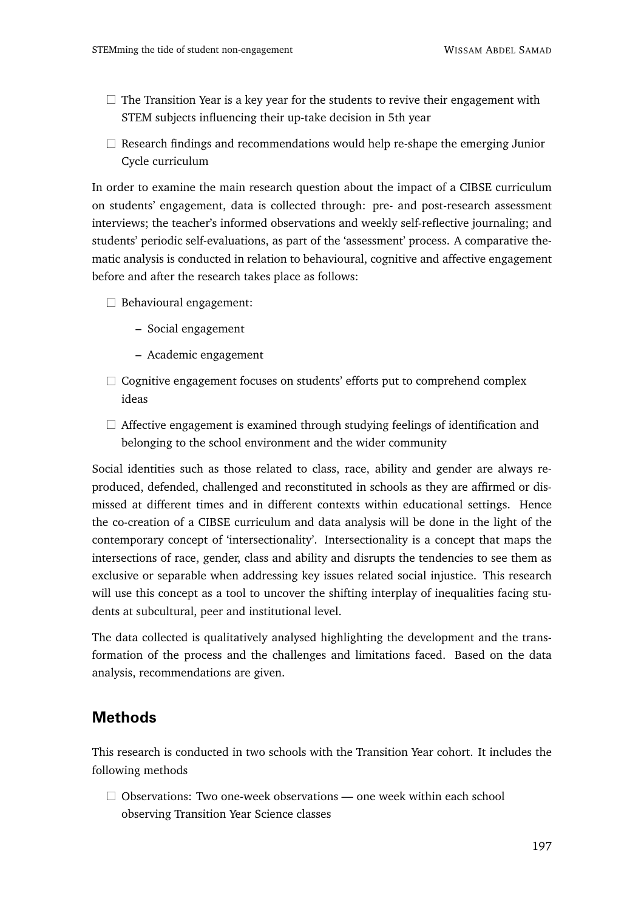- The Transition Year is a key year for the students to revive their engagement with STEM subjects influencing their up-take decision in 5th year
- Research findings and recommendations would help re-shape the emerging Junior Cycle curriculum

In order to examine the main research question about the impact of a CIBSE curriculum on students' engagement, data is collected through: pre- and post-research assessment interviews; the teacher's informed observations and weekly self-reflective journaling; and students' periodic self-evaluations, as part of the 'assessment' process. A comparative thematic analysis is conducted in relation to behavioural, cognitive and affective engagement before and after the research takes place as follows:

- Behavioural engagement:
  - Social engagement
  - Academic engagement
- Cognitive engagement focuses on students' efforts put to comprehend complex ideas
- Affective engagement is examined through studying feelings of identification and belonging to the school environment and the wider community

Social identities such as those related to class, race, ability and gender are always reproduced, defended, challenged and reconstituted in schools as they are affirmed or dismissed at different times and in different contexts within educational settings. Hence the co-creation of a CIBSE curriculum and data analysis will be done in the light of the contemporary concept of 'intersectionality'. Intersectionality is a concept that maps the intersections of race, gender, class and ability and disrupts the tendencies to see them as exclusive or separable when addressing key issues related social injustice. This research will use this concept as a tool to uncover the shifting interplay of inequalities facing students at subcultural, peer and institutional level.

The data collected is qualitatively analysed highlighting the development and the transformation of the process and the challenges and limitations faced. Based on the data analysis, recommendations are given.

## Methods

This research is conducted in two schools with the Transition Year cohort. It includes the following methods

- Observations: Two one-week observations — one week within each school observing Transition Year Science classes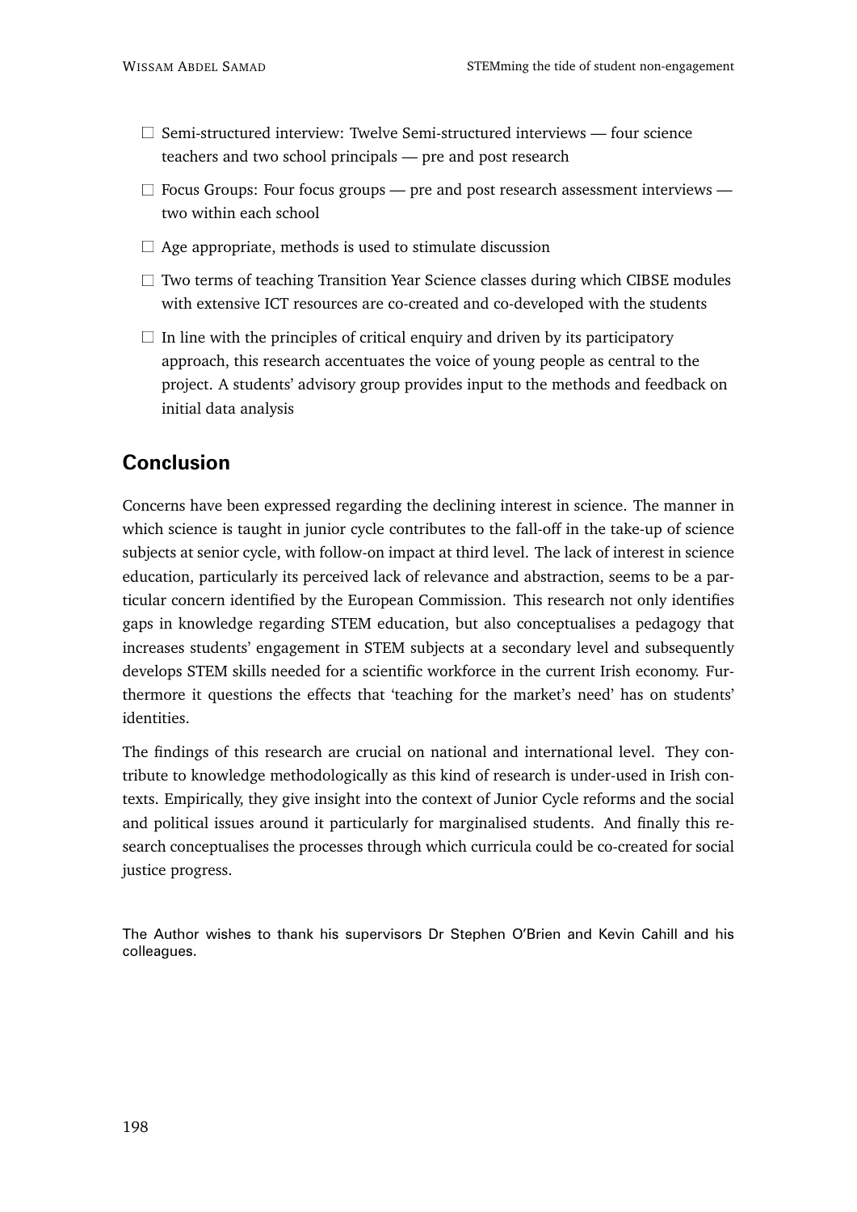- Semi-structured interview: Twelve Semi-structured interviews — four science teachers and two school principals — pre and post research
- Focus Groups: Four focus groups — pre and post research assessment interviews — two within each school
- Age appropriate, methods is used to stimulate discussion
- Two terms of teaching Transition Year Science classes during which CIBSE modules with extensive ICT resources are co-created and co-developed with the students
- In line with the principles of critical enquiry and driven by its participatory approach, this research accentuates the voice of young people as central to the project. A students' advisory group provides input to the methods and feedback on initial data analysis

## Conclusion

Concerns have been expressed regarding the declining interest in science. The manner in which science is taught in junior cycle contributes to the fall-off in the take-up of science subjects at senior cycle, with follow-on impact at third level. The lack of interest in science education, particularly its perceived lack of relevance and abstraction, seems to be a particular concern identified by the European Commission. This research not only identifies gaps in knowledge regarding STEM education, but also conceptualises a pedagogy that increases students' engagement in STEM subjects at a secondary level and subsequently develops STEM skills needed for a scientific workforce in the current Irish economy. Furthermore it questions the effects that 'teaching for the market's need' has on students' identities.

The findings of this research are crucial on national and international level. They contribute to knowledge methodologically as this kind of research is under-used in Irish contexts. Empirically, they give insight into the context of Junior Cycle reforms and the social and political issues around it particularly for marginalised students. And finally this research conceptualises the processes through which curricula could be co-created for social justice progress.

The Author wishes to thank his supervisors Dr Stephen O'Brien and Kevin Cahill and his colleagues.